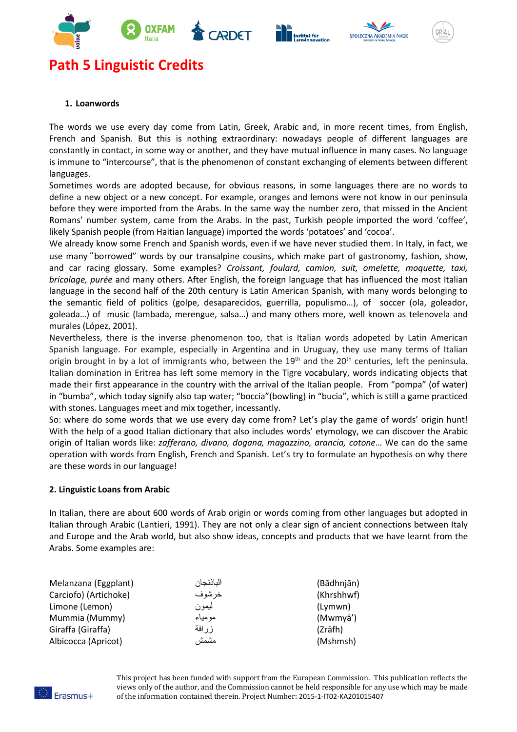# Path 5 Linguistic Credits

## 1. Loanwords

The words we use every day come from Latin, Greek, Arabic and, in more recent times, from English, French and Spanish. But this is nothing extraordinary: nowadays people of different languages are constantly in contact, in some way or another, and they have mutual influence in many cases. No language is immune to "intercourse", that is the phenomenon of constant exchanging of elements between different languages.

Sometimes words are adopted because, for obvious reasons, in some languages there are no words to define a new object or a new concept. For example, oranges and lemons were not know in our peninsula before they were imported from the Arabs. In the same way the number zero, that missed in the Ancient Romans' number system, came from the Arabs. In the past, Turkish people imported the word 'coffee', likely Spanish people (from Haitian language) imported the words 'potatoes' and 'cocoa'.

We already know some French and Spanish words, even if we have never studied them. In Italy, in fact, we use many "borrowed" words by our transalpine cousins, which make part of gastronomy, fashion, show, and car racing glossary. Some examples? *Croissant, foulard, camion, suit, omelette, moquette, taxi, bricolage, purée* and many others. After English, the foreign language that has influenced the most Italian language in the second half of the 20th century is Latin American Spanish, with many words belonging to the semantic field of politics (golpe, desaparecidos, guerrilla, populismo…), of soccer (ola, goleador, goleada…) of music (lambada, merengue, salsa…) and many others more, well known as telenovela and murales (López, 2001).

Nevertheless, there is the inverse phenomenon too, that is Italian words adopeted by Latin American Spanish language. For example, especially in Argentina and in Uruguay, they use many terms of Italian origin brought in by a lot of immigrants who, between the 19th and the 20th centuries, left the peninsula. Italian domination in Eritrea has left some memory in the Tigre vocabulary, words indicating objects that made their first appearance in the country with the arrival of the Italian people. From "pompa" (of water) in "bumba", which today signify also tap water; "boccia"(bowling) in "bucia", which is still a game practiced with stones. Languages meet and mix together, incessantly.

So: where do some words that we use every day come from? Let's play the game of words' origin hunt! With the help of a good Italian dictionary that also includes words' etymology, we can discover the Arabic origin of Italian words like: *zafferano, divano, dogana, magazzino, arancia, cotone*… We can do the same operation with words from English, French and Spanish. Let's try to formulate an hypothesis on why there are these words in our language!

## 2. Linguistic Loans from Arabic

In Italian, there are about 600 words of Arab origin or words coming from other languages but adopted in Italian through Arabic (Lantieri, 1991). They are not only a clear sign of ancient connections between Italy and Europe and the Arab world, but also show ideas, concepts and products that we have learnt from the Arabs. Some examples are:

| | | |
|---|---|---|
| Melanzana (Eggplant) | الباذنجان | (Bādhnjān) |
| Carciofo) (Artichoke) | خرشوف | (Khrshhwf) |
| Limone (Lemon) | ليمون | (Lymwn) |
| Mummia (Mummy) | مومياء | (Mwmyā') |
| Giraffa (Giraffa) | زرافة | (Zrāfh) |
| Albicocca (Apricot) | مشمش | (Mshmsh) |

This project has been funded with support from the European Commission. This publication reflects the views only of the author, and the Commission cannot be held responsible for any use which may be made of the information contained therein. Project Number: 2015-1-IT02-KA201015407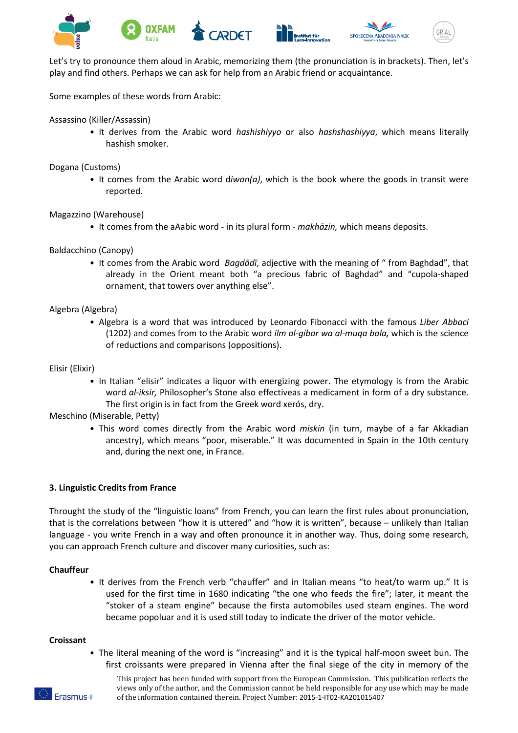Let's try to pronounce them aloud in Arabic, memorizing them (the pronunciation is in brackets). Then, let's play and find others. Perhaps we can ask for help from an Arabic friend or acquaintance.

Some examples of these words from Arabic:

Assassino (Killer/Assassin)

- It derives from the Arabic word *hashishiyyo* or also *hashshashiyya*, which means literally hashish smoker.

Dogana (Customs)

- It comes from the Arabic word d*iwan(a)*, which is the book where the goods in transit were reported.

Magazzino (Warehouse)

- It comes from the aAabic word - in its plural form - *makhāzin,* which means deposits.

Baldacchino (Canopy)

- It comes from the Arabic word *Bagdādī*, adjective with the meaning of " from Baghdad", that already in the Orient meant both "a precious fabric of Baghdad" and "cupola-shaped ornament, that towers over anything else".

Algebra (Algebra)

- Algebra is a word that was introduced by Leonardo Fibonacci with the famous *Liber Abbaci* (1202) and comes from to the Arabic word *ilm al-gíbar wa al-muqa bala,* which is the science of reductions and comparisons (oppositions).

Elisir (Elixir)

- In Italian "elisir" indicates a liquor with energizing power. The etymology is from the Arabic word *al-iksir,* Philosopher's Stone also effectiveas a medicament in form of a dry substance. The first origin is in fact from the Greek word xerós, dry.

Meschino (Miserable, Petty)

- This word comes directly from the Arabic word *miskin* (in turn, maybe of a far Akkadian ancestry), which means "poor, miserable." It was documented in Spain in the 10th century and, during the next one, in France.

**3. Linguistic Credits from France**

Throught the study of the "linguistic loans" from French, you can learn the first rules about pronunciation, that is the correlations between "how it is uttered" and "how it is written", because – unlikely than Italian language - you write French in a way and often pronounce it in another way. Thus, doing some research, you can approach French culture and discover many curiosities, such as:

**Chauffeur**

- It derives from the French verb "chauffer" and in Italian means "to heat/to warm up." It is used for the first time in 1680 indicating "the one who feeds the fire"; later, it meant the "stoker of a steam engine" because the firsta automobiles used steam engines. The word became popoluar and it is used still today to indicate the driver of the motor vehicle.

**Croissant**

- The literal meaning of the word is "increasing" and it is the typical half-moon sweet bun. The first croissants were prepared in Vienna after the final siege of the city in memory of the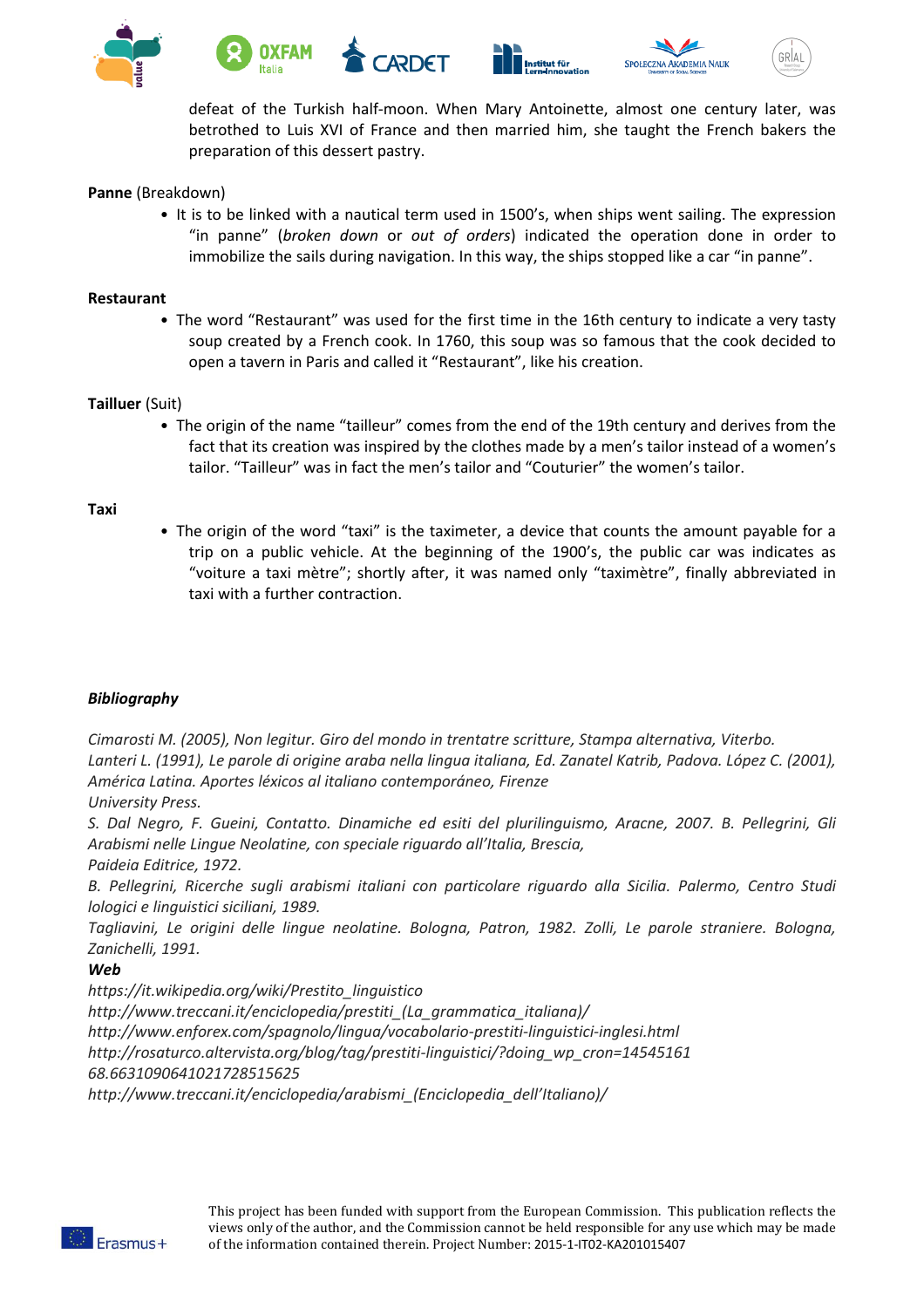defeat of the Turkish half-moon. When Mary Antoinette, almost one century later, was betrothed to Luis XVI of France and then married him, she taught the French bakers the preparation of this dessert pastry.

**Panne** (Breakdown)

- It is to be linked with a nautical term used in 1500's, when ships went sailing. The expression "in panne" (*broken down* or *out of orders*) indicated the operation done in order to immobilize the sails during navigation. In this way, the ships stopped like a car "in panne".

**Restaurant**

- The word "Restaurant" was used for the first time in the 16th century to indicate a very tasty soup created by a French cook. In 1760, this soup was so famous that the cook decided to open a tavern in Paris and called it "Restaurant", like his creation.

**Tailluer** (Suit)

- The origin of the name "tailleur" comes from the end of the 19th century and derives from the fact that its creation was inspired by the clothes made by a men's tailor instead of a women's tailor. "Tailleur" was in fact the men's tailor and "Couturier" the women's tailor.

**Taxi**

- The origin of the word "taxi" is the taximeter, a device that counts the amount payable for a trip on a public vehicle. At the beginning of the 1900's, the public car was indicates as "voiture a taxi mètre"; shortly after, it was named only "taximètre", finally abbreviated in taxi with a further contraction.

***Bibliography***

*Cimarosti M. (2005), Non legitur. Giro del mondo in trentatre scritture, Stampa alternativa, Viterbo.*
*Lanteri L. (1991), Le parole di origine araba nella lingua italiana, Ed. Zanatel Katrib, Padova. López C. (2001), América Latina. Aportes léxicos al italiano contemporáneo, Firenze*
*University Press.*
*S. Dal Negro, F. Gueini, Contatto. Dinamiche ed esiti del plurilinguismo, Aracne, 2007. B. Pellegrini, Gli Arabismi nelle Lingue Neolatine, con speciale riguardo all'Italia, Brescia,*
*Paideia Editrice, 1972.*
*B. Pellegrini, Ricerche sugli arabismi italiani con particolare riguardo alla Sicilia. Palermo, Centro Studi lologici e linguistici siciliani, 1989.*
*Tagliavini, Le origini delle lingue neolatine. Bologna, Patron, 1982. Zolli, Le parole straniere. Bologna, Zanichelli, 1991.*

***Web***

*https://it.wikipedia.org/wiki/Prestito_linguistico*
*http://www.treccani.it/enciclopedia/prestiti_(La_grammatica_italiana)/*
*http://www.enforex.com/spagnolo/lingua/vocabolario-prestiti-linguistici-inglesi.html*
*http://rosaturco.altervista.org/blog/tag/prestiti-linguistici/?doing_wp_cron=14545161*
*68.6631090641021728515625*
*http://www.treccani.it/enciclopedia/arabismi_(Enciclopedia_dell'Italiano)/*

This project has been funded with support from the European Commission. This publication reflects the views only of the author, and the Commission cannot be held responsible for any use which may be made of the information contained therein. Project Number: 2015-1-IT02-KA201015407